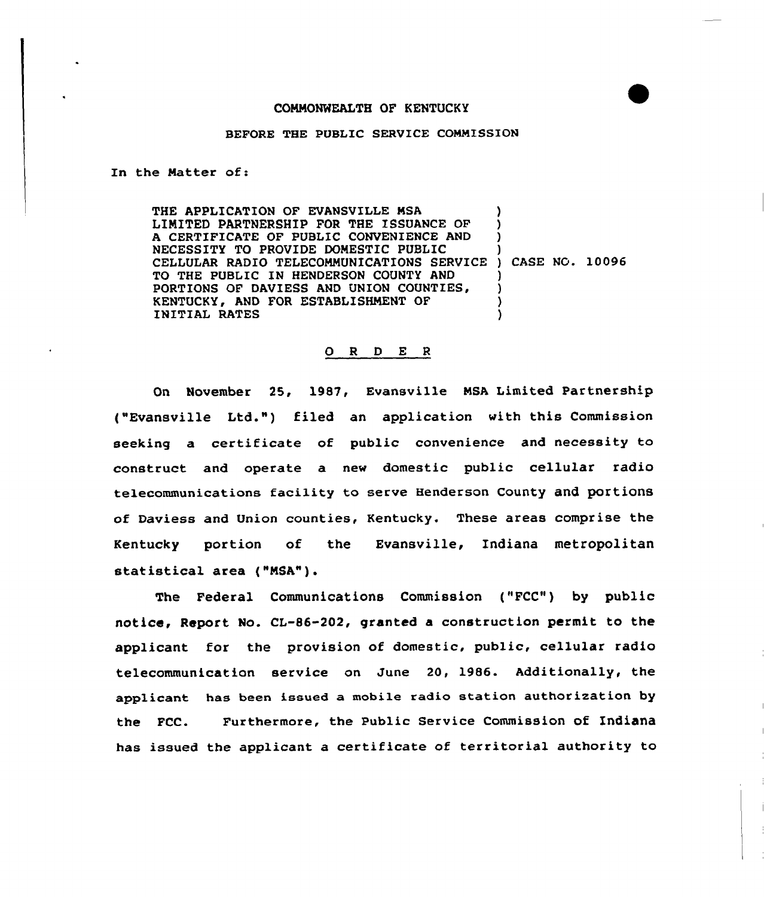COMMONWEALTH OF KENTUCKY

BEFORE THE PUBLIC SERVICE COMMISSION

In the Matter of:

THE APPLICATION OF EVANSVILLE MSA LIMITED PARTNERSHIP FOR THE ISSUANCE OF A CERTIFICATE OF PUBLIC CONVENIENCE AND NECESSITY TO PROVIDE DOMESTIC PUBLIC CELLULAR RADIO TELECOMMUNICATIONS SERVICE TO THE PUBLIC IN HENDERSON COUNTY AND PORTIONS OF DAVIESS AND UNION COUNTIES, KENTUCKY, AND FOR ESTABLISHMENT OF INITIAL RATES ) CASE NO. 10096

## O R D E R

On November 25, 1987, Evansville MSA Limited Partnership ("Evansville Ltd.") filed an application with this Commission seeking a certificate of public convenience and necessity to construct and operate a new domestic public cellular radio telecommunications facility to serve Henderson County and portions of Daviess and Union counties, Kentucky. These areas comprise the Kentucky portion of the Evansville, Indiana metropolitan statistical area ("MSA").

The Federal Communications Commission ("FCC") by public notice, Report No. CL-86-202, granted a construction permit to the applicant for the provision of domestic, public, cellular radio telecommunication service on June 20, 1986. Additionally, the applicant has been issued a mobile radio station authorization by the FCC. Furthermore, the Public Service Commission of Indiana has issued the applicant a certificate of territorial authority to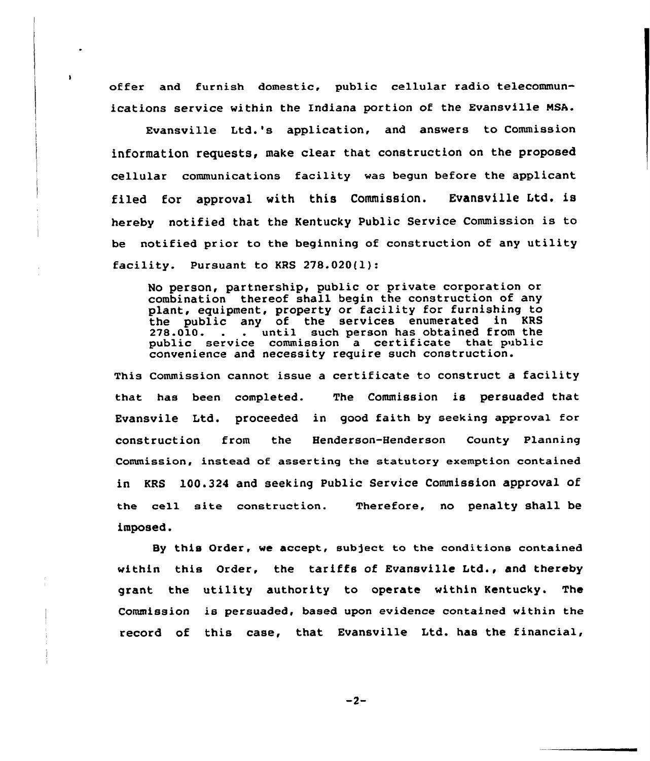offer and furnish domestic, public cellular radio telecommunications service within the Indiana portion of the Evansville MSA.

Evansville Ltd.'s application, and answers to Commission information requests, make clear that construction on the proposed cellular communications facility was begun before the applicant filed for approval with this Commission. Evansville Ltd. is hereby notified that the Kentucky Public Service Commission is to be notified prior to the beginning of construction of any utility facility. Pursuant to KRS 278.020(1):

> No person, partnership, public or private corporation or combination thereof shall begin the construction of any plant, equipment, property or facility for furnishing to the public any of the services enumerated in KRS 278.010. . . until such person has obtained from the public service commission a certificate that public convenience and necessity require such construction.

This Commission cannot issue a certificate to construct a facility that has been completed. The Commission is persuaded that Evansvile Ltd. proceeded in good faith by seeking approval for construction from the Henderson-Henderson County Planning Commission, instead of asserting the statutory exemption contained in KRS 100.324 and seeking Public Service Commission approval of the cell site construction. Therefore, no penalty shall be imposed.

By this Order, we accept, subject to the conditions contained within this Order, the tariffs of Evansville Ltd., and thereby grant the utility authority to operate within Kentucky. The Commission is persuaded, based upon evidence contained within the record of this case, that Evansville Ltd. has the financial,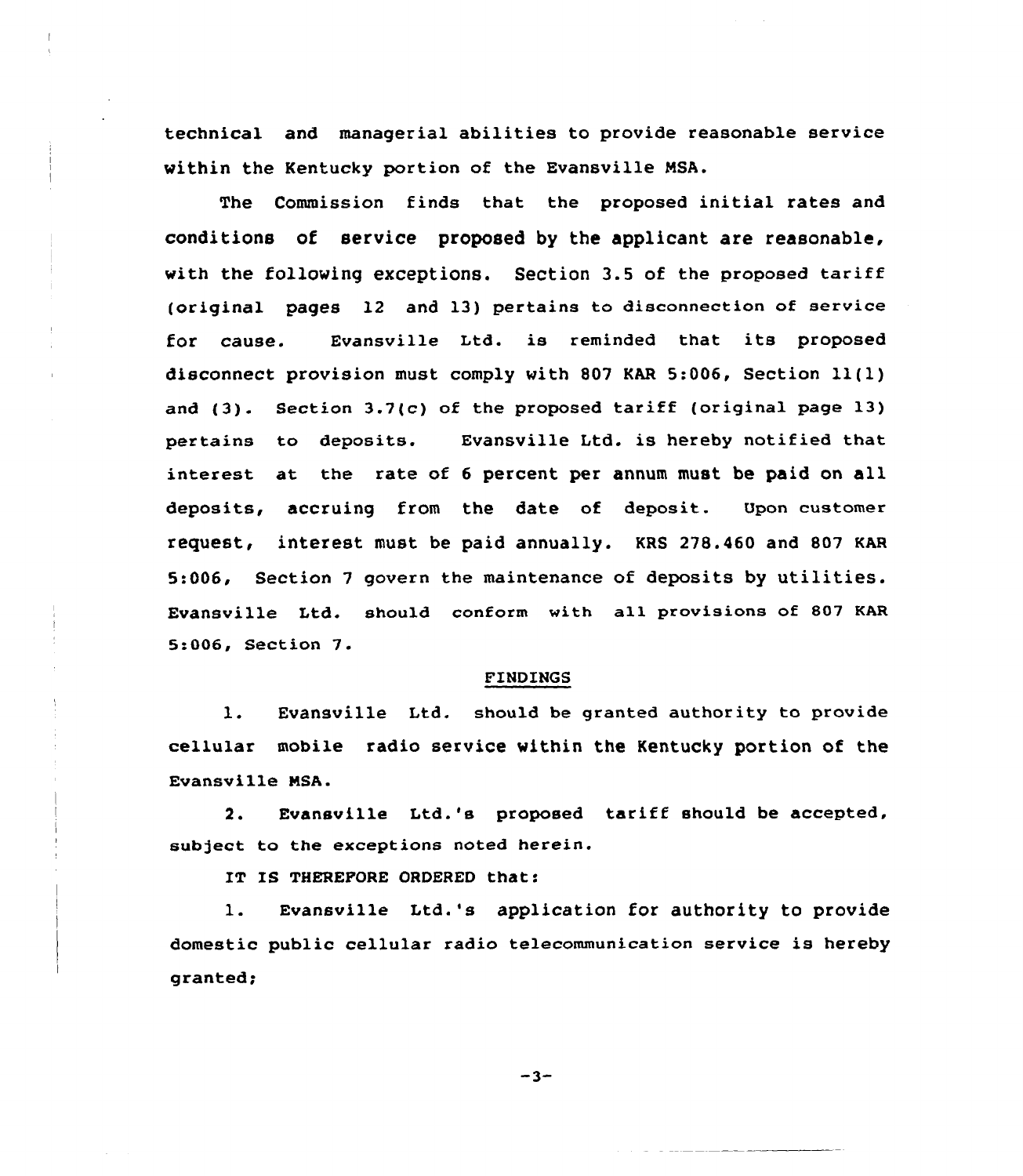technical and managerial abilities to provide reasonable service within the Kentucky portion of the Evansville MSA.

The Commission finds that the proposed initial rates and conditions of service proposed by the applicant are reasonable, with the following exceptions. Section 3.5 of the proposed tariff (original pages 12 and 13) pertains to disconnection of service for cause. Evansville Ltd. is reminded that its proposed disconnect provision must comply with 807 KAR 5:006, Section 11(1) and (3). Section 3.7(c) of the proposed tariff (original page 13) pertains to deposits. Evansville Ltd. is hereby notified that interest at the rate of 6 percent per annum must be paid on all deposits, accruing from the date of deposit. Upon customer request, interest must be paid annually. KRS 278.460 and 807 KAR 5:006, Section 7 govern the maintenance of deposits by utilities. Evansville Ltd. should conform with all provisions of 807 KAR 5:006, Section 7.

FINDINGS

1. Evansville Ltd. should be granted authority to provide cellular mobile radio service within the Kentucky portion of the Evansville MSA.

2. Evansville Ltd.'s proposed tariff should be accepted, subject to the exceptions noted herein.

IT IS THEREFORE ORDERED that:

1. Evansville Ltd.'s application for authority to provide domestic public cellular radio telecommunication service is hereby granted;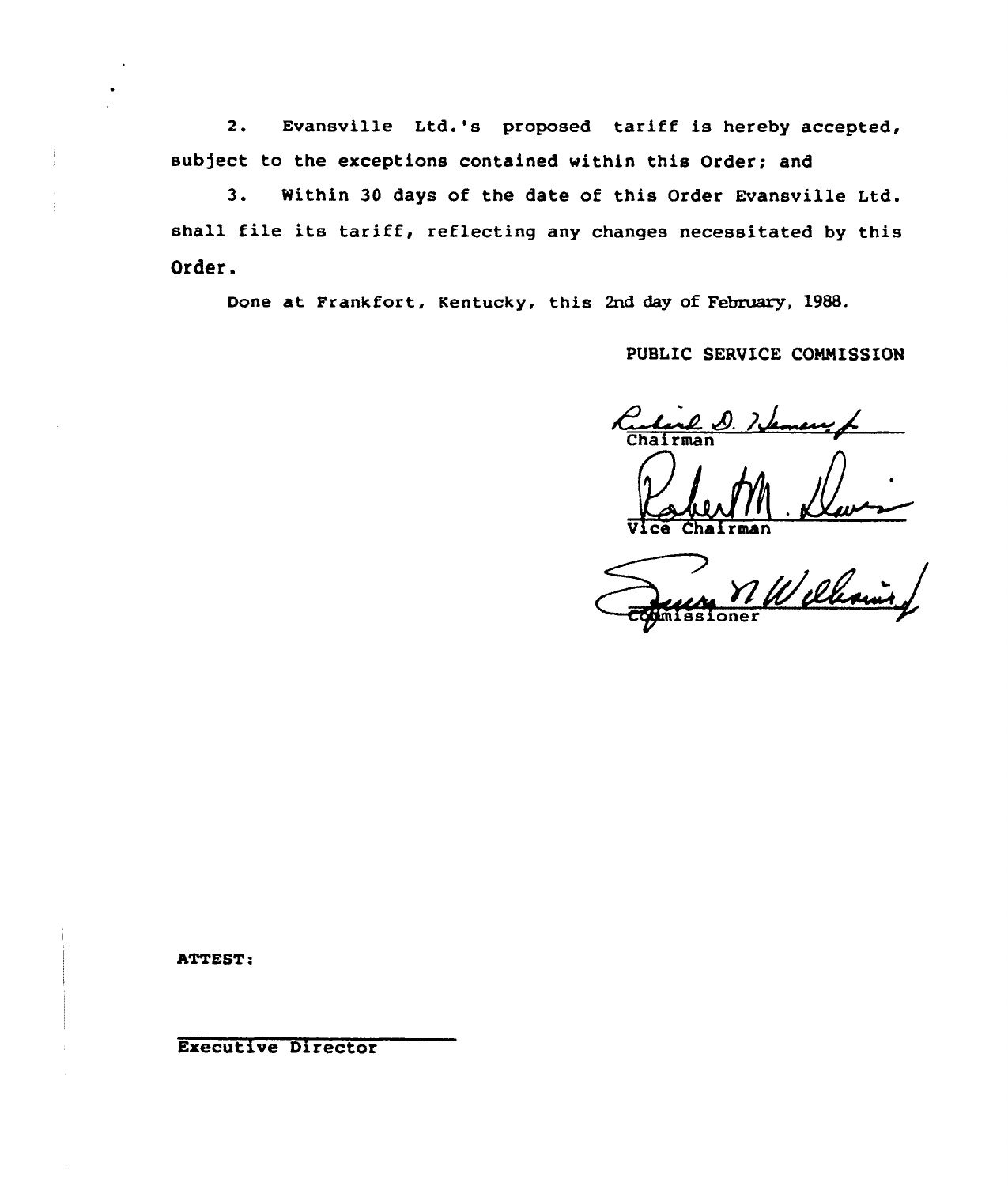2. Evansville Ltd.'s proposed tariff is hereby accepted, subject to the exceptions contained within this Order; and

3. Within 30 days of the date of this Order Evansville Ltd. shall file its tariff, reflecting any changes necessitated by this Order.

Done at Frankfort, Kentucky, this 2nd day of February, 1988.

PUBLIC SERVICE COMMISSION

Chairman

Vice Chairman

Commissioner

ATTEST:

Executive Director